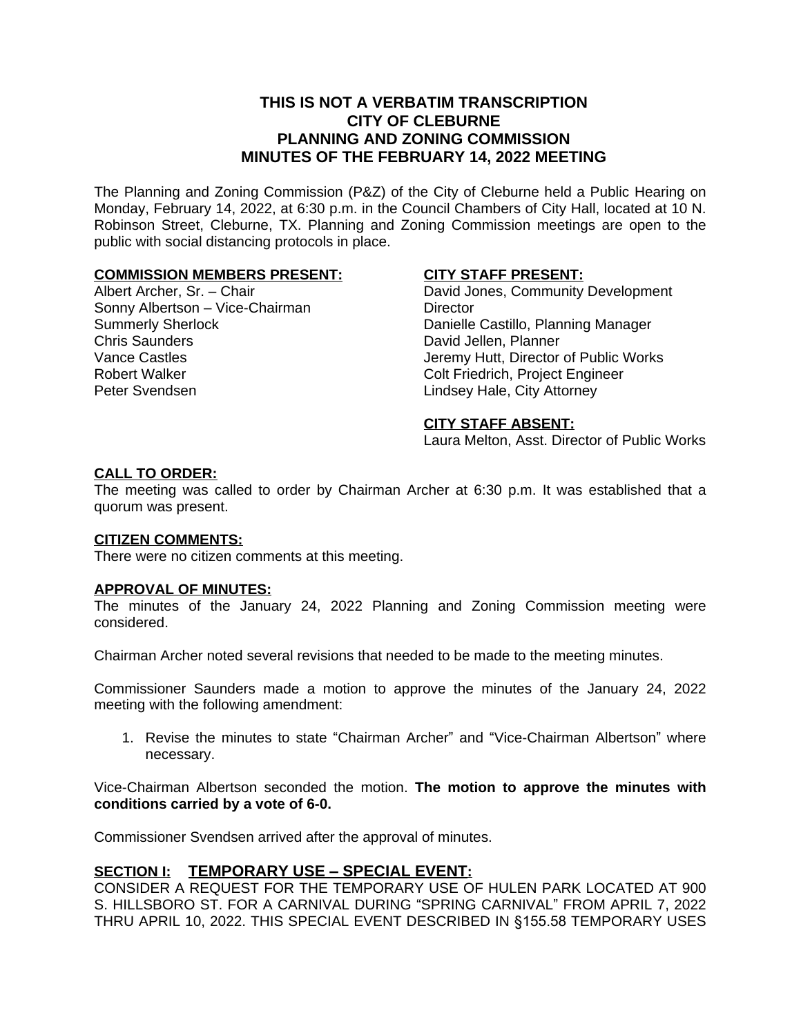# THIS IS NOT A VERBATIM TRANSCRIPTION
# CITY OF CLEBURNE
# PLANNING AND ZONING COMMISSION
# MINUTES OF THE FEBRUARY 14, 2022 MEETING

The Planning and Zoning Commission (P&Z) of the City of Cleburne held a Public Hearing on Monday, February 14, 2022, at 6:30 p.m. in the Council Chambers of City Hall, located at 10 N. Robinson Street, Cleburne, TX. Planning and Zoning Commission meetings are open to the public with social distancing protocols in place.

**COMMISSION MEMBERS PRESENT:**

Albert Archer, Sr. – Chair
Sonny Albertson – Vice-Chairman
Summerly Sherlock
Chris Saunders
Vance Castles
Robert Walker
Peter Svendsen

**CITY STAFF PRESENT:**

David Jones, Community Development Director
Danielle Castillo, Planning Manager
David Jellen, Planner
Jeremy Hutt, Director of Public Works
Colt Friedrich, Project Engineer
Lindsey Hale, City Attorney

**CITY STAFF ABSENT:**

Laura Melton, Asst. Director of Public Works

**CALL TO ORDER:**

The meeting was called to order by Chairman Archer at 6:30 p.m. It was established that a quorum was present.

**CITIZEN COMMENTS:**

There were no citizen comments at this meeting.

**APPROVAL OF MINUTES:**

The minutes of the January 24, 2022 Planning and Zoning Commission meeting were considered.

Chairman Archer noted several revisions that needed to be made to the meeting minutes.

Commissioner Saunders made a motion to approve the minutes of the January 24, 2022 meeting with the following amendment:

1. Revise the minutes to state "Chairman Archer" and "Vice-Chairman Albertson" where necessary.

Vice-Chairman Albertson seconded the motion. **The motion to approve the minutes with conditions carried by a vote of 6-0.**

Commissioner Svendsen arrived after the approval of minutes.

## SECTION I: TEMPORARY USE – SPECIAL EVENT:

CONSIDER A REQUEST FOR THE TEMPORARY USE OF HULEN PARK LOCATED AT 900 S. HILLSBORO ST. FOR A CARNIVAL DURING "SPRING CARNIVAL" FROM APRIL 7, 2022 THRU APRIL 10, 2022. THIS SPECIAL EVENT DESCRIBED IN §155.58 TEMPORARY USES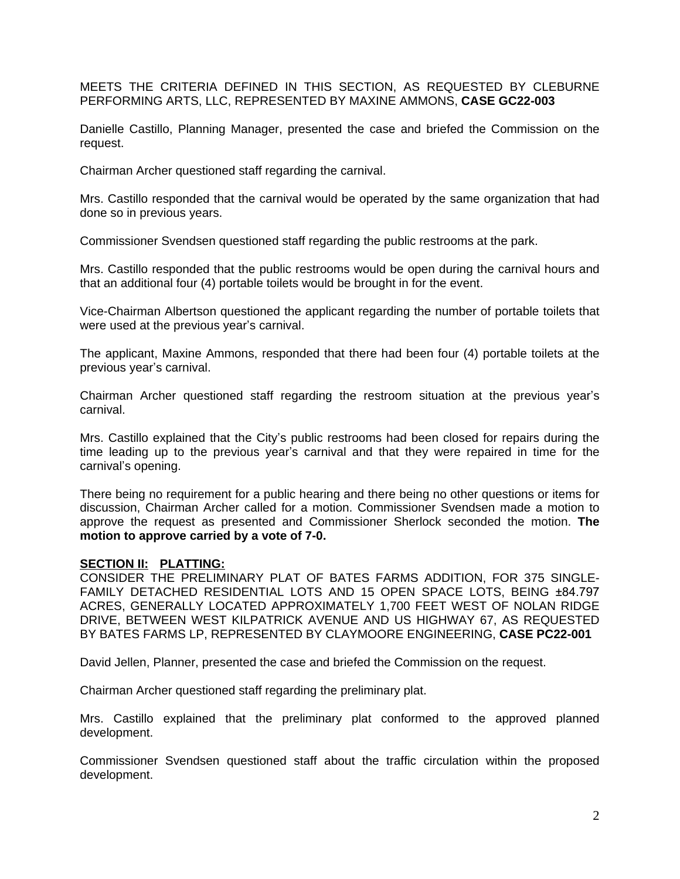MEETS THE CRITERIA DEFINED IN THIS SECTION, AS REQUESTED BY CLEBURNE PERFORMING ARTS, LLC, REPRESENTED BY MAXINE AMMONS, **CASE GC22-003**

Danielle Castillo, Planning Manager, presented the case and briefed the Commission on the request.

Chairman Archer questioned staff regarding the carnival.

Mrs. Castillo responded that the carnival would be operated by the same organization that had done so in previous years.

Commissioner Svendsen questioned staff regarding the public restrooms at the park.

Mrs. Castillo responded that the public restrooms would be open during the carnival hours and that an additional four (4) portable toilets would be brought in for the event.

Vice-Chairman Albertson questioned the applicant regarding the number of portable toilets that were used at the previous year's carnival.

The applicant, Maxine Ammons, responded that there had been four (4) portable toilets at the previous year's carnival.

Chairman Archer questioned staff regarding the restroom situation at the previous year's carnival.

Mrs. Castillo explained that the City's public restrooms had been closed for repairs during the time leading up to the previous year's carnival and that they were repaired in time for the carnival's opening.

There being no requirement for a public hearing and there being no other questions or items for discussion, Chairman Archer called for a motion. Commissioner Svendsen made a motion to approve the request as presented and Commissioner Sherlock seconded the motion. **The motion to approve carried by a vote of 7-0.**

**SECTION II: PLATTING:**

CONSIDER THE PRELIMINARY PLAT OF BATES FARMS ADDITION, FOR 375 SINGLE-FAMILY DETACHED RESIDENTIAL LOTS AND 15 OPEN SPACE LOTS, BEING ±84.797 ACRES, GENERALLY LOCATED APPROXIMATELY 1,700 FEET WEST OF NOLAN RIDGE DRIVE, BETWEEN WEST KILPATRICK AVENUE AND US HIGHWAY 67, AS REQUESTED BY BATES FARMS LP, REPRESENTED BY CLAYMOORE ENGINEERING, **CASE PC22-001**

David Jellen, Planner, presented the case and briefed the Commission on the request.

Chairman Archer questioned staff regarding the preliminary plat.

Mrs. Castillo explained that the preliminary plat conformed to the approved planned development.

Commissioner Svendsen questioned staff about the traffic circulation within the proposed development.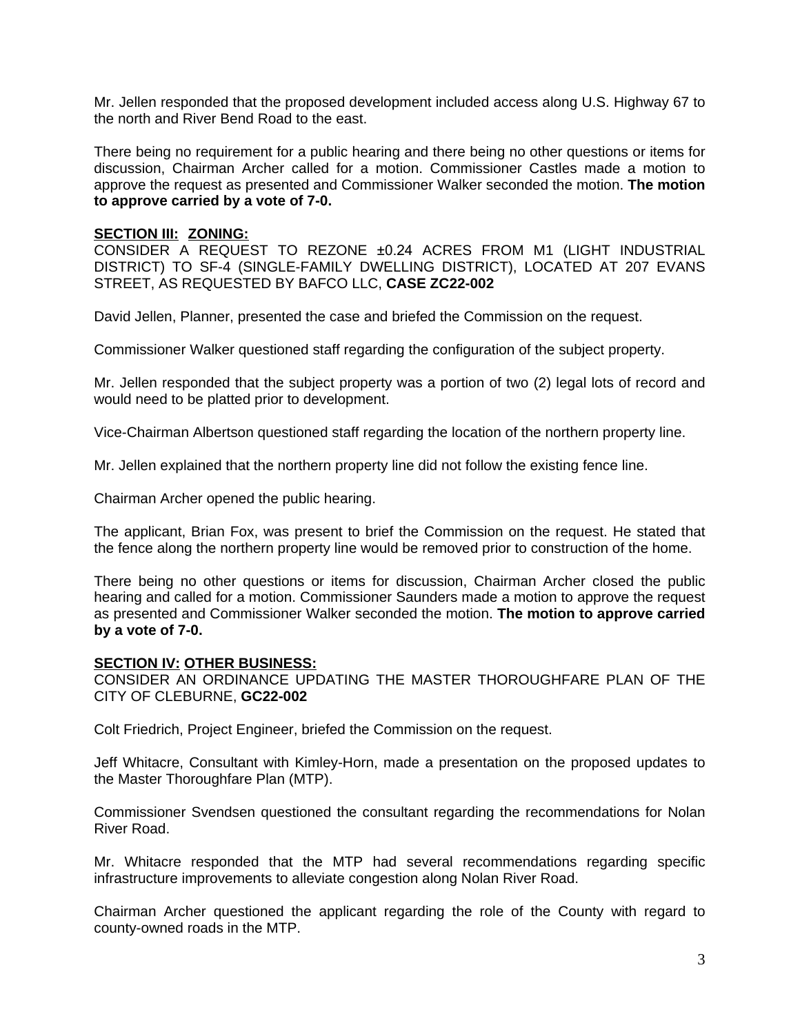Mr. Jellen responded that the proposed development included access along U.S. Highway 67 to the north and River Bend Road to the east.

There being no requirement for a public hearing and there being no other questions or items for discussion, Chairman Archer called for a motion. Commissioner Castles made a motion to approve the request as presented and Commissioner Walker seconded the motion. **The motion to approve carried by a vote of 7-0.**

**SECTION III: ZONING:**

CONSIDER A REQUEST TO REZONE ±0.24 ACRES FROM M1 (LIGHT INDUSTRIAL DISTRICT) TO SF-4 (SINGLE-FAMILY DWELLING DISTRICT), LOCATED AT 207 EVANS STREET, AS REQUESTED BY BAFCO LLC, **CASE ZC22-002**

David Jellen, Planner, presented the case and briefed the Commission on the request.

Commissioner Walker questioned staff regarding the configuration of the subject property.

Mr. Jellen responded that the subject property was a portion of two (2) legal lots of record and would need to be platted prior to development.

Vice-Chairman Albertson questioned staff regarding the location of the northern property line.

Mr. Jellen explained that the northern property line did not follow the existing fence line.

Chairman Archer opened the public hearing.

The applicant, Brian Fox, was present to brief the Commission on the request. He stated that the fence along the northern property line would be removed prior to construction of the home.

There being no other questions or items for discussion, Chairman Archer closed the public hearing and called for a motion. Commissioner Saunders made a motion to approve the request as presented and Commissioner Walker seconded the motion. **The motion to approve carried by a vote of 7-0.**

**SECTION IV: OTHER BUSINESS:**

CONSIDER AN ORDINANCE UPDATING THE MASTER THOROUGHFARE PLAN OF THE CITY OF CLEBURNE, **GC22-002**

Colt Friedrich, Project Engineer, briefed the Commission on the request.

Jeff Whitacre, Consultant with Kimley-Horn, made a presentation on the proposed updates to the Master Thoroughfare Plan (MTP).

Commissioner Svendsen questioned the consultant regarding the recommendations for Nolan River Road.

Mr. Whitacre responded that the MTP had several recommendations regarding specific infrastructure improvements to alleviate congestion along Nolan River Road.

Chairman Archer questioned the applicant regarding the role of the County with regard to county-owned roads in the MTP.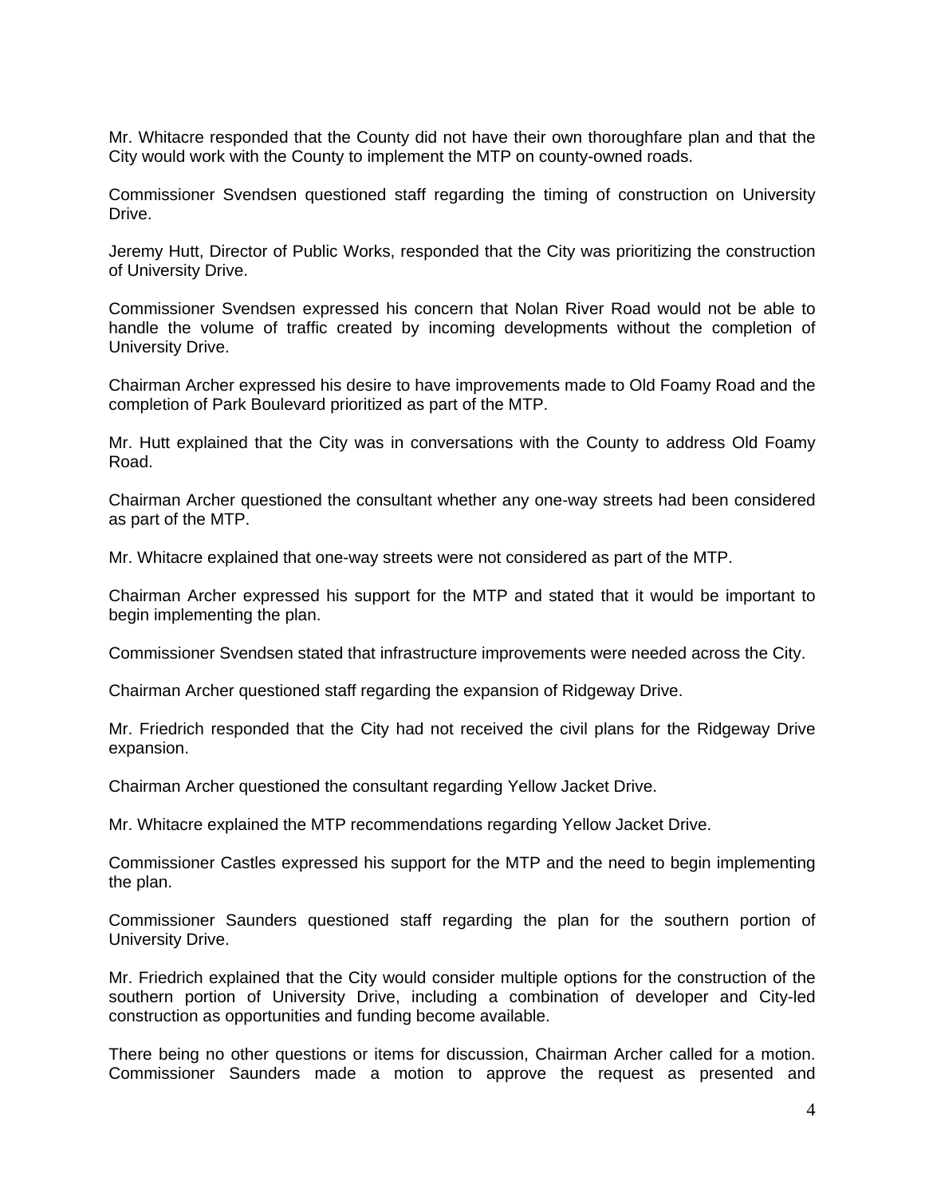Mr. Whitacre responded that the County did not have their own thoroughfare plan and that the City would work with the County to implement the MTP on county-owned roads.

Commissioner Svendsen questioned staff regarding the timing of construction on University Drive.

Jeremy Hutt, Director of Public Works, responded that the City was prioritizing the construction of University Drive.

Commissioner Svendsen expressed his concern that Nolan River Road would not be able to handle the volume of traffic created by incoming developments without the completion of University Drive.

Chairman Archer expressed his desire to have improvements made to Old Foamy Road and the completion of Park Boulevard prioritized as part of the MTP.

Mr. Hutt explained that the City was in conversations with the County to address Old Foamy Road.

Chairman Archer questioned the consultant whether any one-way streets had been considered as part of the MTP.

Mr. Whitacre explained that one-way streets were not considered as part of the MTP.

Chairman Archer expressed his support for the MTP and stated that it would be important to begin implementing the plan.

Commissioner Svendsen stated that infrastructure improvements were needed across the City.

Chairman Archer questioned staff regarding the expansion of Ridgeway Drive.

Mr. Friedrich responded that the City had not received the civil plans for the Ridgeway Drive expansion.

Chairman Archer questioned the consultant regarding Yellow Jacket Drive.

Mr. Whitacre explained the MTP recommendations regarding Yellow Jacket Drive.

Commissioner Castles expressed his support for the MTP and the need to begin implementing the plan.

Commissioner Saunders questioned staff regarding the plan for the southern portion of University Drive.

Mr. Friedrich explained that the City would consider multiple options for the construction of the southern portion of University Drive, including a combination of developer and City-led construction as opportunities and funding become available.

There being no other questions or items for discussion, Chairman Archer called for a motion. Commissioner Saunders made a motion to approve the request as presented and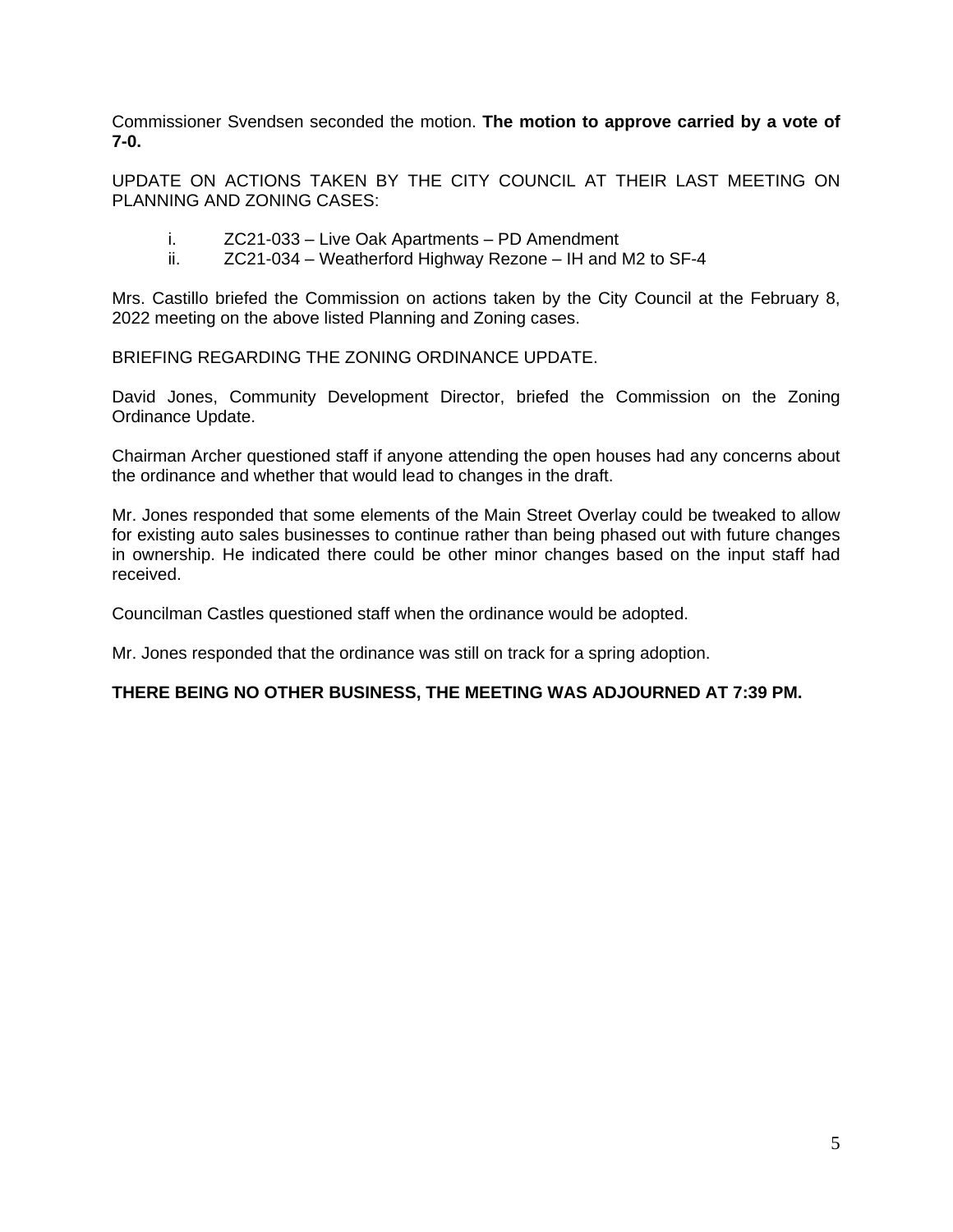Commissioner Svendsen seconded the motion. **The motion to approve carried by a vote of 7-0.**

UPDATE ON ACTIONS TAKEN BY THE CITY COUNCIL AT THEIR LAST MEETING ON PLANNING AND ZONING CASES:

i. ZC21-033 – Live Oak Apartments – PD Amendment
ii. ZC21-034 – Weatherford Highway Rezone – IH and M2 to SF-4

Mrs. Castillo briefed the Commission on actions taken by the City Council at the February 8, 2022 meeting on the above listed Planning and Zoning cases.

BRIEFING REGARDING THE ZONING ORDINANCE UPDATE.

David Jones, Community Development Director, briefed the Commission on the Zoning Ordinance Update.

Chairman Archer questioned staff if anyone attending the open houses had any concerns about the ordinance and whether that would lead to changes in the draft.

Mr. Jones responded that some elements of the Main Street Overlay could be tweaked to allow for existing auto sales businesses to continue rather than being phased out with future changes in ownership. He indicated there could be other minor changes based on the input staff had received.

Councilman Castles questioned staff when the ordinance would be adopted.

Mr. Jones responded that the ordinance was still on track for a spring adoption.

**THERE BEING NO OTHER BUSINESS, THE MEETING WAS ADJOURNED AT 7:39 PM.**